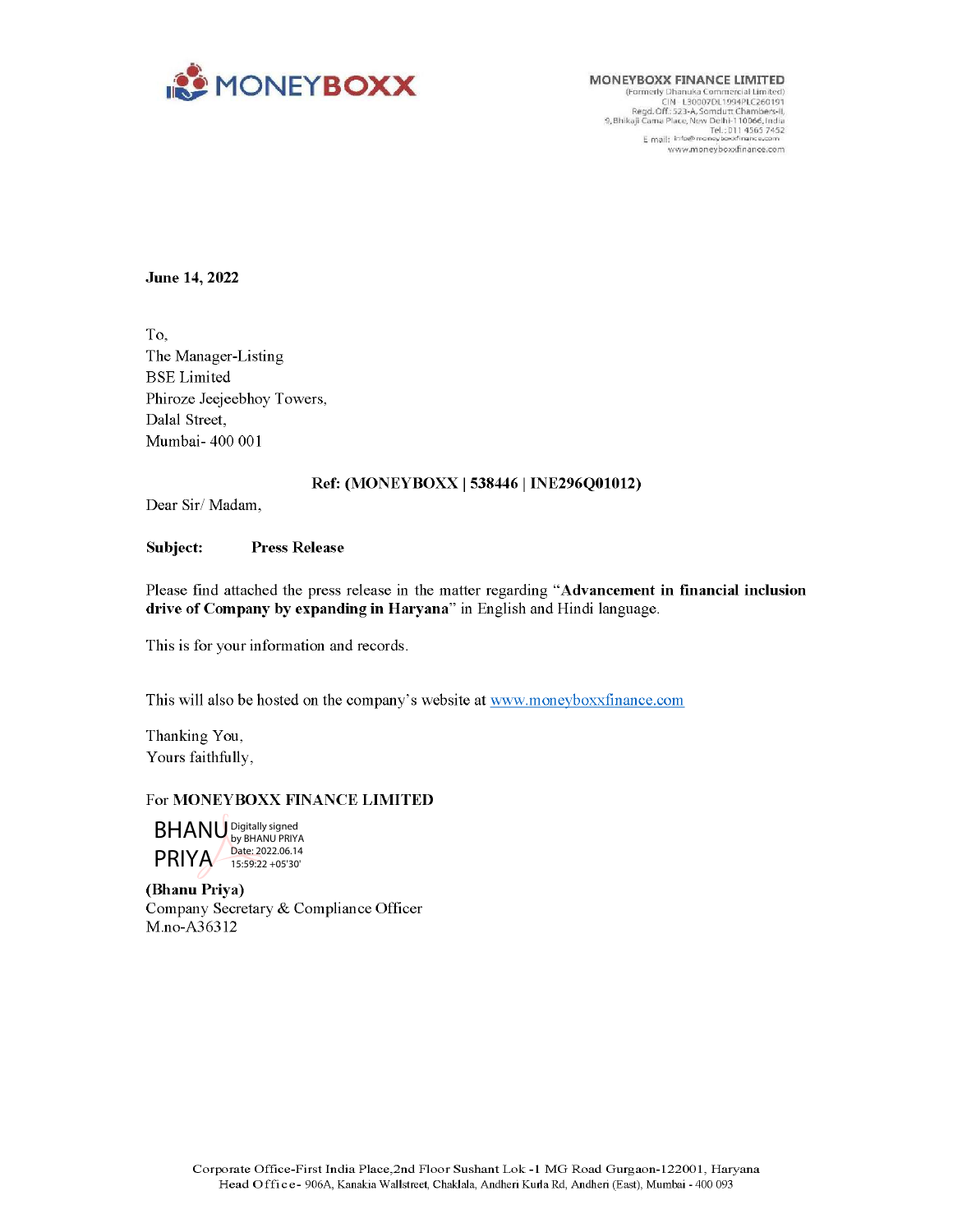**MONEYBOXX FINANCE LIMITED**
(Formerly Dhanuka Commercial Limited)
CIN L30007DL1994PLC260191
Regd. Off.: 523-A, Somdutt Chambers-II,
9, Bhikaji Cama Place, New Delhi-110066, India
Tel.: 011 4565 7452
E mail: info@moneyboxxfinance.com
www.moneyboxxfinance.com

**June 14, 2022**

To,
The Manager-Listing
BSE Limited
Phiroze Jeejeebhoy Towers,
Dalal Street,
Mumbai- 400 001

**Ref: (MONEYBOXX | 538446 | INE296Q01012)**

Dear Sir/ Madam,

**Subject: Press Release**

Please find attached the press release in the matter regarding "**Advancement in financial inclusion drive of Company by expanding in Haryana**" in English and Hindi language.

This is for your information and records.

This will also be hosted on the company's website at www.moneyboxxfinance.com

Thanking You,
Yours faithfully,

For **MONEYBOXX FINANCE LIMITED**

BHANU PRIYA
Digitally signed by BHANU PRIYA
Date: 2022.06.14 15:59:22 +05'30'

**(Bhanu Priya)**
Company Secretary & Compliance Officer
M.no-A36312

Corporate Office-First India Place, 2nd Floor Sushant Lok -1 MG Road Gurgaon-122001, Haryana
Head Office- 906A, Kanakia Wallstreet, Chaklala, Andheri Kurla Rd, Andheri (East), Mumbai - 400 093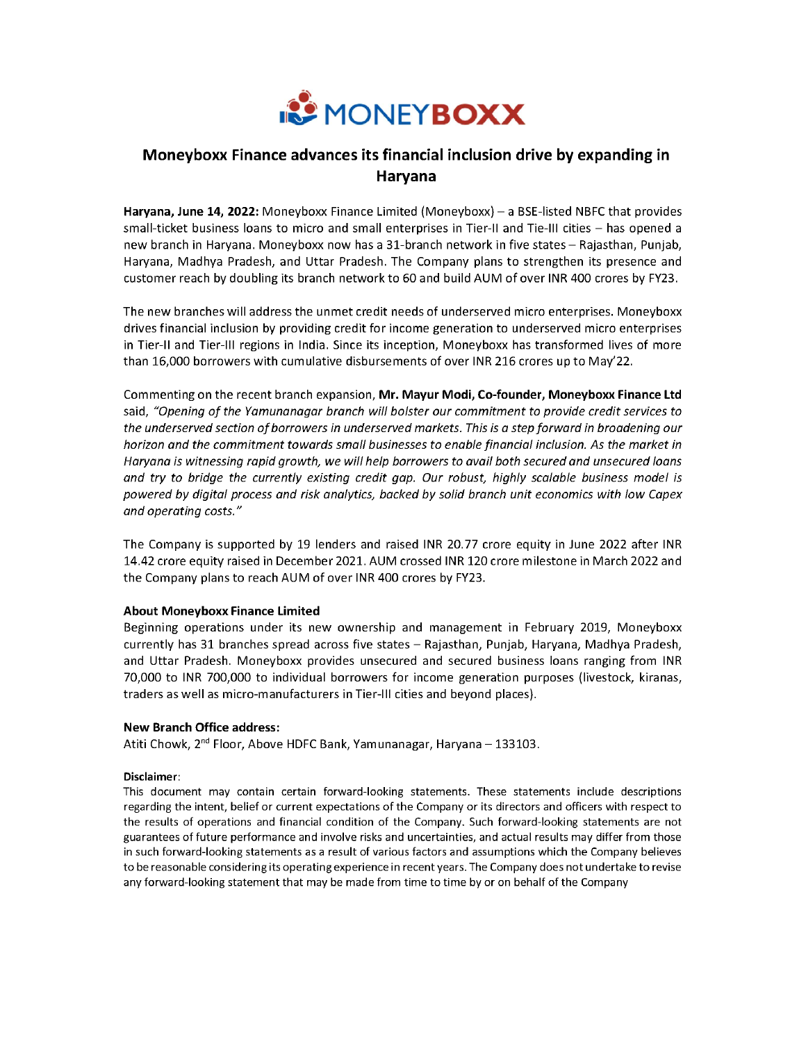# Moneyboxx Finance advances its financial inclusion drive by expanding in Haryana

**Haryana, June 14, 2022:** Moneyboxx Finance Limited (Moneyboxx) – a BSE-listed NBFC that provides small-ticket business loans to micro and small enterprises in Tier-II and Tie-III cities – has opened a new branch in Haryana. Moneyboxx now has a 31-branch network in five states – Rajasthan, Punjab, Haryana, Madhya Pradesh, and Uttar Pradesh. The Company plans to strengthen its presence and customer reach by doubling its branch network to 60 and build AUM of over INR 400 crores by FY23.

The new branches will address the unmet credit needs of underserved micro enterprises. Moneyboxx drives financial inclusion by providing credit for income generation to underserved micro enterprises in Tier-II and Tier-III regions in India. Since its inception, Moneyboxx has transformed lives of more than 16,000 borrowers with cumulative disbursements of over INR 216 crores up to May'22.

Commenting on the recent branch expansion, **Mr. Mayur Modi, Co-founder, Moneyboxx Finance Ltd** said, *"Opening of the Yamunanagar branch will bolster our commitment to provide credit services to the underserved section of borrowers in underserved markets. This is a step forward in broadening our horizon and the commitment towards small businesses to enable financial inclusion. As the market in Haryana is witnessing rapid growth, we will help borrowers to avail both secured and unsecured loans and try to bridge the currently existing credit gap. Our robust, highly scalable business model is powered by digital process and risk analytics, backed by solid branch unit economics with low Capex and operating costs."*

The Company is supported by 19 lenders and raised INR 20.77 crore equity in June 2022 after INR 14.42 crore equity raised in December 2021. AUM crossed INR 120 crore milestone in March 2022 and the Company plans to reach AUM of over INR 400 crores by FY23.

**About Moneyboxx Finance Limited**

Beginning operations under its new ownership and management in February 2019, Moneyboxx currently has 31 branches spread across five states – Rajasthan, Punjab, Haryana, Madhya Pradesh, and Uttar Pradesh. Moneyboxx provides unsecured and secured business loans ranging from INR 70,000 to INR 700,000 to individual borrowers for income generation purposes (livestock, kiranas, traders as well as micro-manufacturers in Tier-III cities and beyond places).

**New Branch Office address:**

Atiti Chowk, 2nd Floor, Above HDFC Bank, Yamunanagar, Haryana – 133103.

**Disclaimer**:

This document may contain certain forward-looking statements. These statements include descriptions regarding the intent, belief or current expectations of the Company or its directors and officers with respect to the results of operations and financial condition of the Company. Such forward-looking statements are not guarantees of future performance and involve risks and uncertainties, and actual results may differ from those in such forward-looking statements as a result of various factors and assumptions which the Company believes to be reasonable considering its operating experience in recent years. The Company does not undertake to revise any forward-looking statement that may be made from time to time by or on behalf of the Company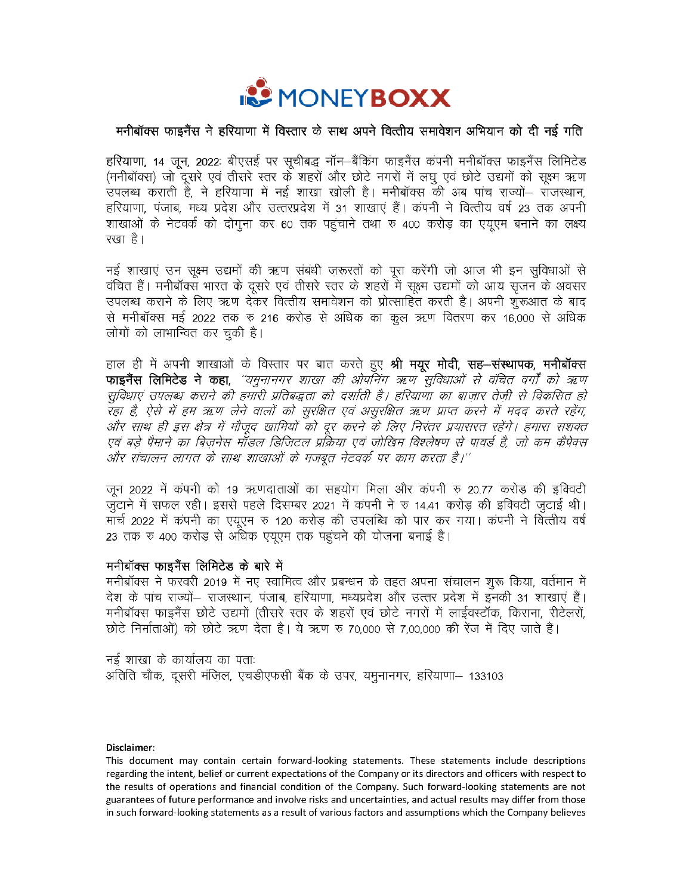MONEYBOXX

## मनीबॉक्स फाइनैंस ने हरियाणा में विस्तार के साथ अपने वित्तीय समावेशन अभियान को दी नई गति

**हरियाणा,** 14 जून, 2022: बीएसई पर सूचीबद्ध नॉन–बैंकिंग फाइनैंस कंपनी मनीबॉक्स फाइनैंस लिमिटेड (मनीबॉक्स) जो दूसरे एवं तीसरे स्तर के शहरों और छोटे नगरों में लघु एवं छोटे उद्यमों को सूक्ष्म ऋण उपलब्ध कराती है, ने हरियाणा में नई शाखा खोली है। मनीबॉक्स की अब पांच राज्यों– राजस्थान, हरियाणा, पंजाब, मध्य प्रदेश और उत्तरप्रदेश में 31 शाखाएं हैं। कंपनी ने वित्तीय वर्ष 23 तक अपनी शाखाओं के नेटवर्क को दोगुना कर 60 तक पहुंचाने तथा रु 400 करोड़ का एयूएम बनाने का लक्ष्य रखा है।

नई शाखाएं उन सूक्ष्म उद्यमों की ऋण संबंधी ज़रूरतों को पूरा करेंगी जो आज भी इन सुविधाओं से वंचित हैं। मनीबॉक्स भारत के दूसरे एवं तीसरे स्तर के शहरों में सूक्ष्म उद्यमों को आय सृजन के अवसर उपलब्ध कराने के लिए ऋण देकर वित्तीय समावेशन को प्रोत्साहित करती है। अपनी शुरूआत के बाद से मनीबॉक्स मई 2022 तक रु 216 करोड़ से अधिक का कुल ऋण वितरण कर 16,000 से अधिक लोगों को लाभान्वित कर चुकी है।

हाल ही में अपनी शाखाओं के विस्तार पर बात करते हुए **श्री मयूर मोदी, सह–संस्थापक, मनीबॉक्स फाइनैंस लिमिटेड ने कहा,** *''यमुनानगर शाखा की ओपनिंग ऋण सुविधाओं से वंचित वर्गों को ऋण सुविधाएं उपलब्ध कराने की हमारी प्रतिबद्धता को दर्शाती है। हरियाणा का बाज़ार तेज़ी से विकसित हो रहा है, ऐसे में हम ऋण लेने वालों को सुरक्षित एवं असुरक्षित ऋण प्राप्त करने में मदद करते रहेंगे, और साथ ही इस क्षेत्र में मौजूद खामियों को दूर करने के लिए निरंतर प्रयासरत रहेंगे। हमारा सशक्त एवं बड़े पैमाने का बिज़नेस मॉडल डिजिटल प्रक्रिया एवं जोखिम विश्लेषण से पावर्ड है, जो कम कैपेक्स और संचालन लागत के साथ शाखाओं के मजबूत नेटवर्क पर काम करता है।''*

जून 2022 में कंपनी को 19 ऋणदाताओं का सहयोग मिला और कंपनी रु 20.77 करोड़ की इक्विटी जुटाने में सफल रही। इससे पहले दिसम्बर 2021 में कंपनी ने रु 14.41 करोड़ की इक्विटी जुटाई थी। मार्च 2022 में कंपनी का एयूएम रु 120 करोड़ की उपलब्धि को पार कर गया। कंपनी ने वित्तीय वर्ष 23 तक रु 400 करोड़ से अधिक एयूएम तक पहुंचने की योजना बनाई है।

**मनीबॉक्स फाइनैंस लिमिटेड के बारे में**

मनीबॉक्स ने फरवरी 2019 में नए स्वामित्व और प्रबन्धन के तहत अपना संचालन शुरू किया, वर्तमान में देश के पांच राज्यों– राजस्थान, पंजाब, हरियाणा, मध्यप्रदेश और उत्तर प्रदेश में इनकी 31 शाखाएं हैं। मनीबॉक्स फाइनैंस छोटे उद्यमों (तीसरे स्तर के शहरों एवं छोटे नगरों में लाईवस्टॉक, किराना, रीटेलरों, छोटे निर्माताओं) को छोटे ऋण देता है। ये ऋण रु 70,000 से 7,00,000 की रेंज में दिए जाते हैं।

नई शाखा के कार्यालय का पताः
अतिति चौक, दूसरी मंज़िल, एचडीएफसी बैंक के उपर, यमुनानगर, हरियाणा– 133103

**Disclaimer:**
This document may contain certain forward-looking statements. These statements include descriptions regarding the intent, belief or current expectations of the Company or its directors and officers with respect to the results of operations and financial condition of the Company. Such forward-looking statements are not guarantees of future performance and involve risks and uncertainties, and actual results may differ from those in such forward-looking statements as a result of various factors and assumptions which the Company believes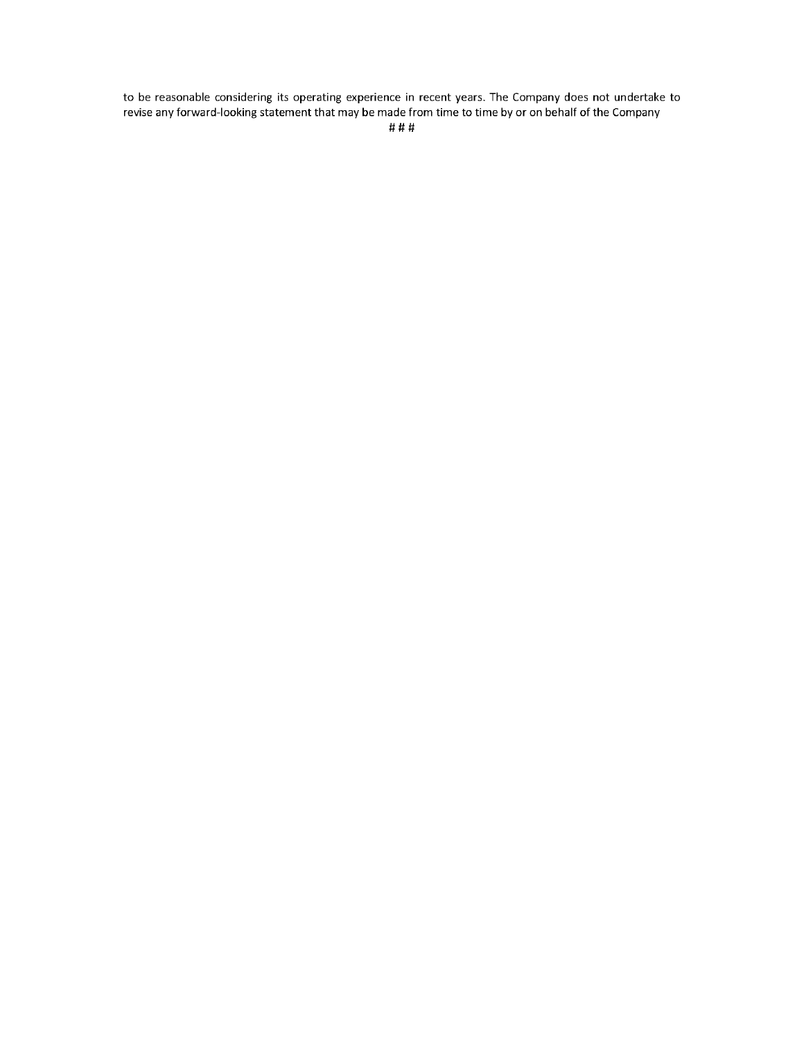to be reasonable considering its operating experience in recent years. The Company does not undertake to revise any forward-looking statement that may be made from time to time by or on behalf of the Company

# # #